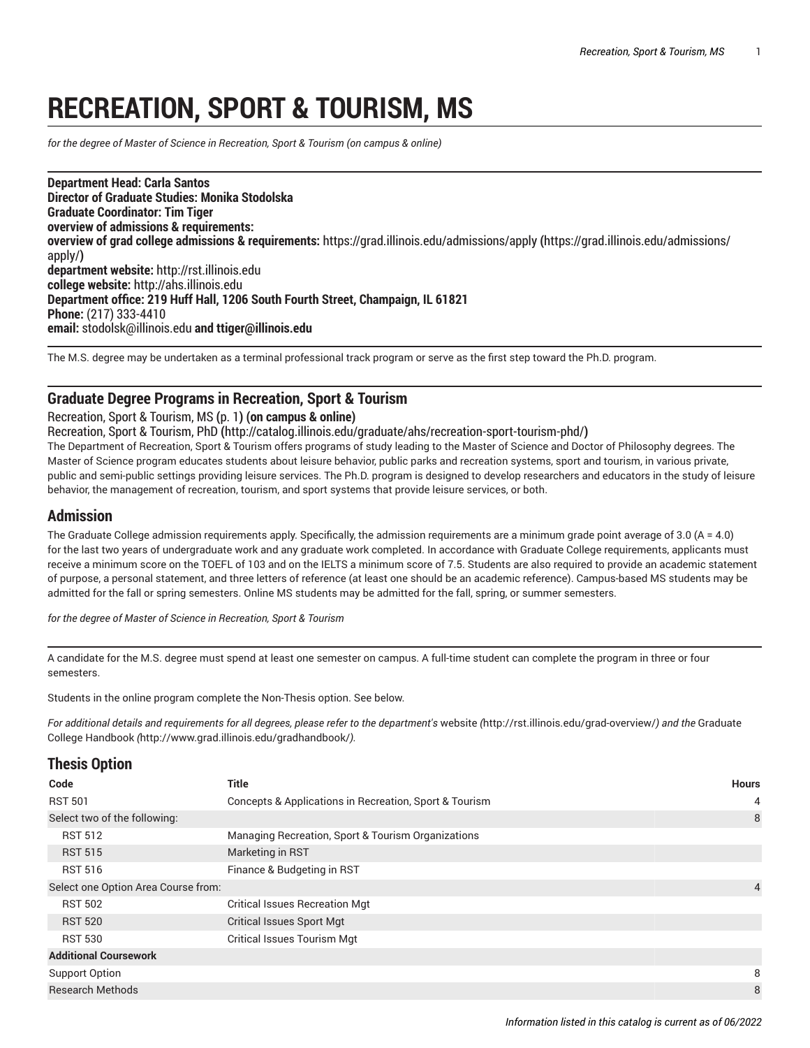# RECREATION, SPORT & TOURISM, MS

*for the degree of Master of Science in Recreation, Sport & Tourism (on campus & online)*

**Department Head: Carla Santos**
**Director of Graduate Studies: Monika Stodolska**
**Graduate Coordinator: Tim Tiger**
**overview of admissions & requirements:**
**overview of grad college admissions & requirements:** https://grad.illinois.edu/admissions/apply **(**https://grad.illinois.edu/admissions/apply/**)**
**department website:** http://rst.illinois.edu
**college website:** http://ahs.illinois.edu
**Department office: 219 Huff Hall, 1206 South Fourth Street, Champaign, IL 61821**
**Phone:** (217) 333-4410
**email:** stodolsk@illinois.edu **and ttiger@illinois.edu**

The M.S. degree may be undertaken as a terminal professional track program or serve as the first step toward the Ph.D. program.

## Graduate Degree Programs in Recreation, Sport & Tourism

Recreation, Sport & Tourism, MS **(**p. 1**) (on campus & online)**
Recreation, Sport & Tourism, PhD **(**http://catalog.illinois.edu/graduate/ahs/recreation-sport-tourism-phd/**)**
The Department of Recreation, Sport & Tourism offers programs of study leading to the Master of Science and Doctor of Philosophy degrees. The Master of Science program educates students about leisure behavior, public parks and recreation systems, sport and tourism, in various private, public and semi-public settings providing leisure services. The Ph.D. program is designed to develop researchers and educators in the study of leisure behavior, the management of recreation, tourism, and sport systems that provide leisure services, or both.

## Admission

The Graduate College admission requirements apply. Specifically, the admission requirements are a minimum grade point average of 3.0 (A = 4.0) for the last two years of undergraduate work and any graduate work completed. In accordance with Graduate College requirements, applicants must receive a minimum score on the TOEFL of 103 and on the IELTS a minimum score of 7.5. Students are also required to provide an academic statement of purpose, a personal statement, and three letters of reference (at least one should be an academic reference). Campus-based MS students may be admitted for the fall or spring semesters. Online MS students may be admitted for the fall, spring, or summer semesters.

*for the degree of Master of Science in Recreation, Sport & Tourism*

A candidate for the M.S. degree must spend at least one semester on campus. A full-time student can complete the program in three or four semesters.

Students in the online program complete the Non-Thesis option. See below.

*For additional details and requirements for all degrees, please refer to the department's* website *(*http://rst.illinois.edu/grad-overview/*) and the* Graduate College Handbook *(*http://www.grad.illinois.edu/gradhandbook/*).*

## Thesis Option

| Code | Title | Hours |
|---|---|---|
| RST 501 | Concepts & Applications in Recreation, Sport & Tourism | 4 |
| Select two of the following: | | 8 |
| RST 512 | Managing Recreation, Sport & Tourism Organizations | |
| RST 515 | Marketing in RST | |
| RST 516 | Finance & Budgeting in RST | |
| Select one Option Area Course from: | | 4 |
| RST 502 | Critical Issues Recreation Mgt | |
| RST 520 | Critical Issues Sport Mgt | |
| RST 530 | Critical Issues Tourism Mgt | |
| **Additional Coursework** | | |
| Support Option | | 8 |
| Research Methods | | 8 |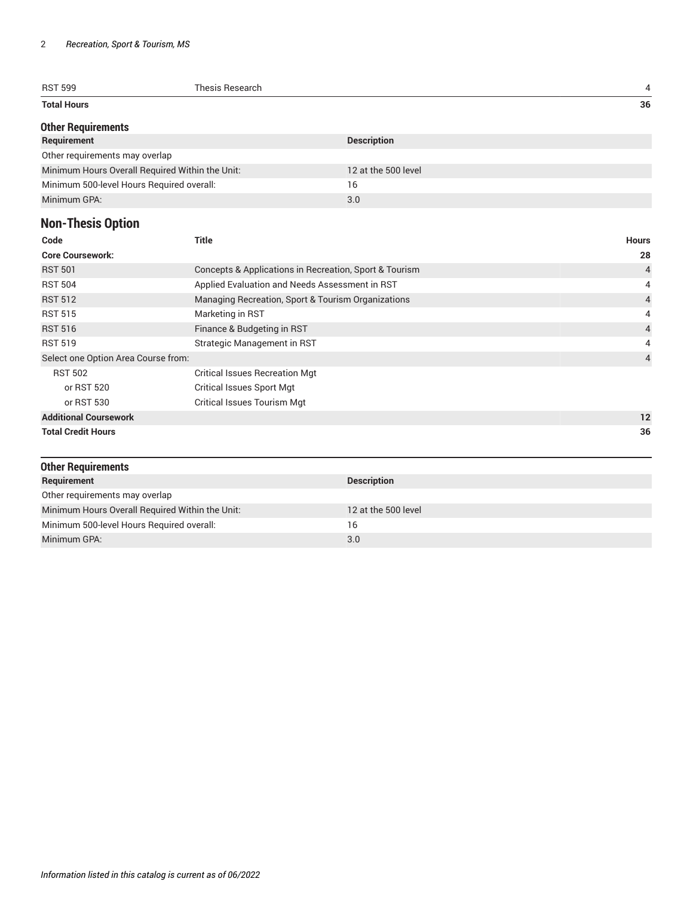| Code | Title | Hours |
|---|---|---|
| RST 599 | Thesis Research | 4 |
| **Total Hours** | | **36** |

### Other Requirements

| Requirement | Description |
|---|---|
| Other requirements may overlap | |
| Minimum Hours Overall Required Within the Unit: | 12 at the 500 level |
| Minimum 500-level Hours Required overall: | 16 |
| Minimum GPA: | 3.0 |

## Non-Thesis Option

| Code | Title | Hours |
|---|---|---|
| **Core Coursework:** | | **28** |
| RST 501 | Concepts & Applications in Recreation, Sport & Tourism | 4 |
| RST 504 | Applied Evaluation and Needs Assessment in RST | 4 |
| RST 512 | Managing Recreation, Sport & Tourism Organizations | 4 |
| RST 515 | Marketing in RST | 4 |
| RST 516 | Finance & Budgeting in RST | 4 |
| RST 519 | Strategic Management in RST | 4 |
| Select one Option Area Course from: | | 4 |
| RST 502 | Critical Issues Recreation Mgt | |
| or RST 520 | Critical Issues Sport Mgt | |
| or RST 530 | Critical Issues Tourism Mgt | |
| **Additional Coursework** | | **12** |
| **Total Credit Hours** | | **36** |

### Other Requirements

| Requirement | Description |
|---|---|
| Other requirements may overlap | |
| Minimum Hours Overall Required Within the Unit: | 12 at the 500 level |
| Minimum 500-level Hours Required overall: | 16 |
| Minimum GPA: | 3.0 |